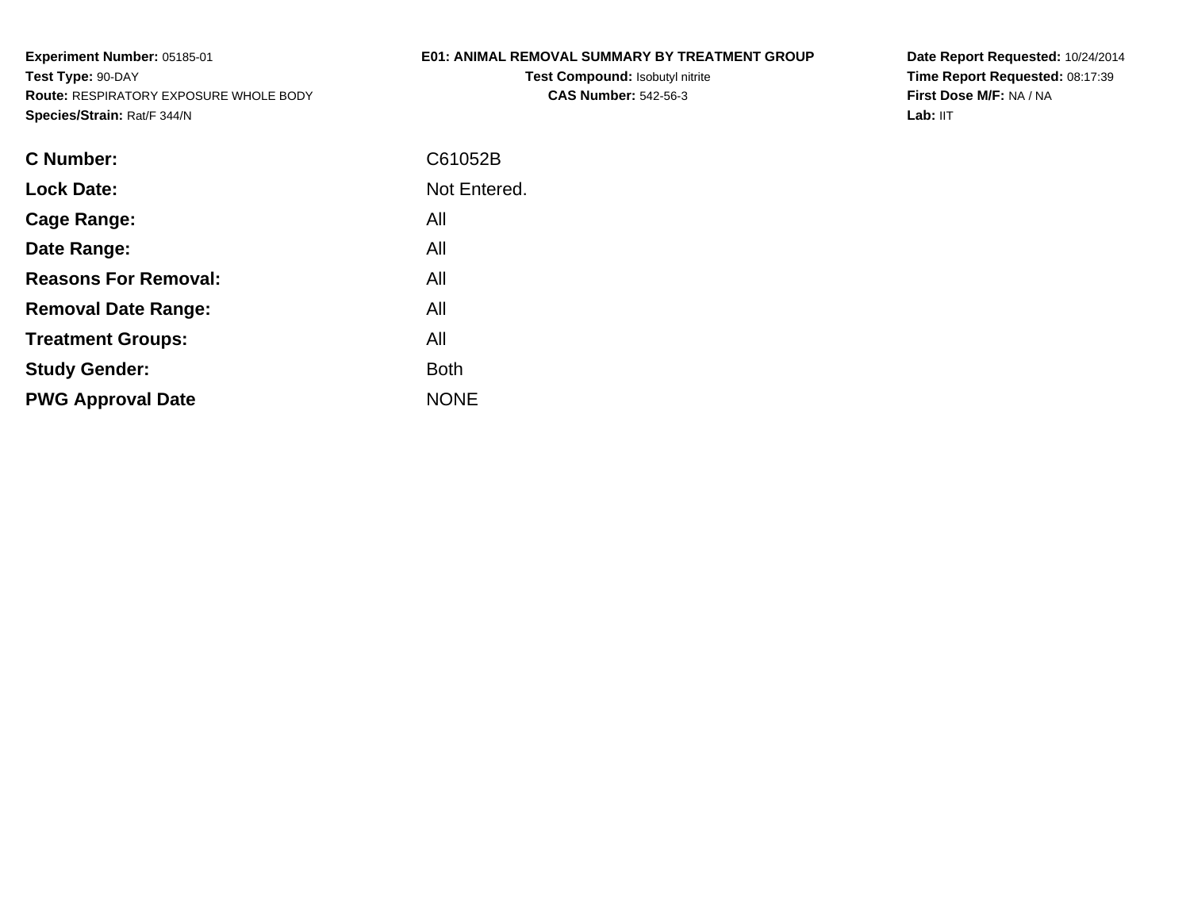**Experiment Number:** 05185-01
**Test Type:** 90-DAY
**Route:** RESPIRATORY EXPOSURE WHOLE BODY
**Species/Strain:** Rat/F 344/N

# E01: ANIMAL REMOVAL SUMMARY BY TREATMENT GROUP

**Test Compound:** Isobutyl nitrite
**CAS Number:** 542-56-3

**Date Report Requested:** 10/24/2014
**Time Report Requested:** 08:17:39
**First Dose M/F:** NA / NA
**Lab:** IIT

| | |
|---|---|
| **C Number:** | C61052B |
| **Lock Date:** | Not Entered. |
| **Cage Range:** | All |
| **Date Range:** | All |
| **Reasons For Removal:** | All |
| **Removal Date Range:** | All |
| **Treatment Groups:** | All |
| **Study Gender:** | Both |
| **PWG Approval Date** | NONE |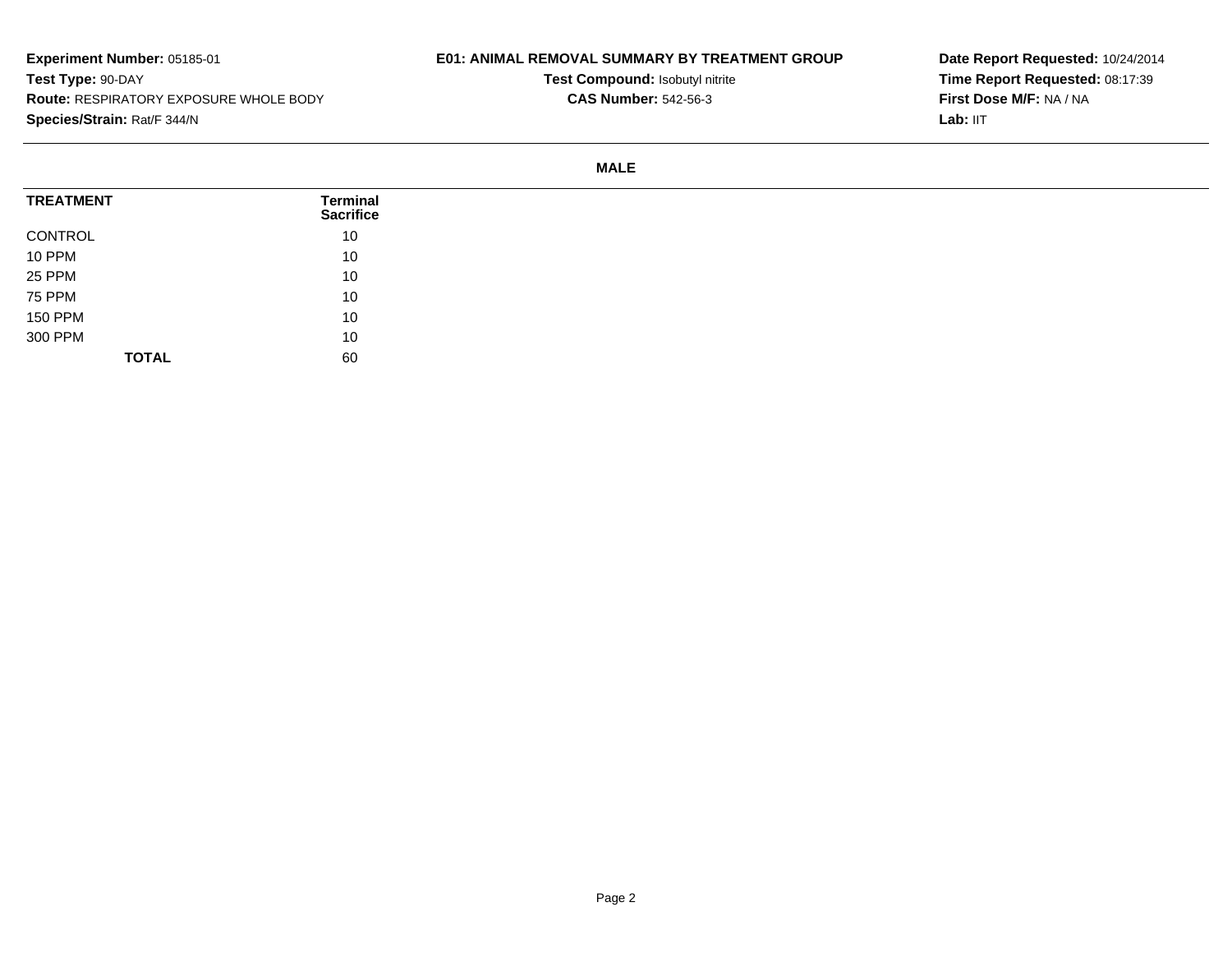**Experiment Number:** 05185-01
**Test Type:** 90-DAY
**Route:** RESPIRATORY EXPOSURE WHOLE BODY
**Species/Strain:** Rat/F 344/N

# E01: ANIMAL REMOVAL SUMMARY BY TREATMENT GROUP

**Test Compound:** Isobutyl nitrite
**CAS Number:** 542-56-3

**Date Report Requested:** 10/24/2014
**Time Report Requested:** 08:17:39
**First Dose M/F:** NA / NA
**Lab:** IIT

## MALE

| TREATMENT | Terminal Sacrifice |
|---|---|
| CONTROL | 10 |
| 10 PPM | 10 |
| 25 PPM | 10 |
| 75 PPM | 10 |
| 150 PPM | 10 |
| 300 PPM | 10 |
| **TOTAL** | 60 |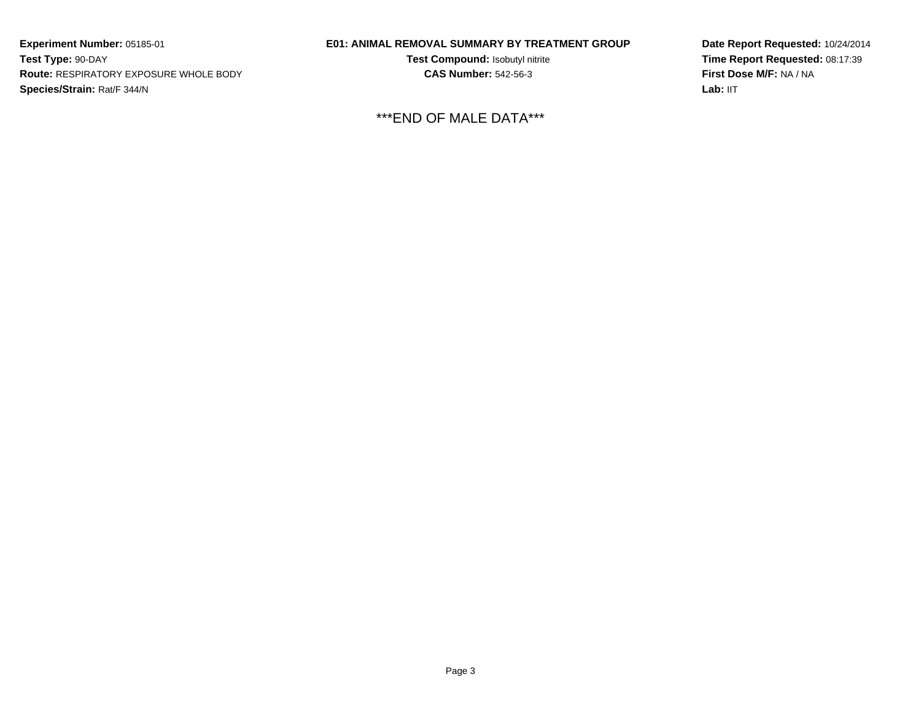**Experiment Number:** 05185-01
**Test Type:** 90-DAY
**Route:** RESPIRATORY EXPOSURE WHOLE BODY
**Species/Strain:** Rat/F 344/N

**E01: ANIMAL REMOVAL SUMMARY BY TREATMENT GROUP**
**Test Compound:** Isobutyl nitrite
**CAS Number:** 542-56-3

**Date Report Requested:** 10/24/2014
**Time Report Requested:** 08:17:39
**First Dose M/F:** NA / NA
**Lab:** IIT

***END OF MALE DATA***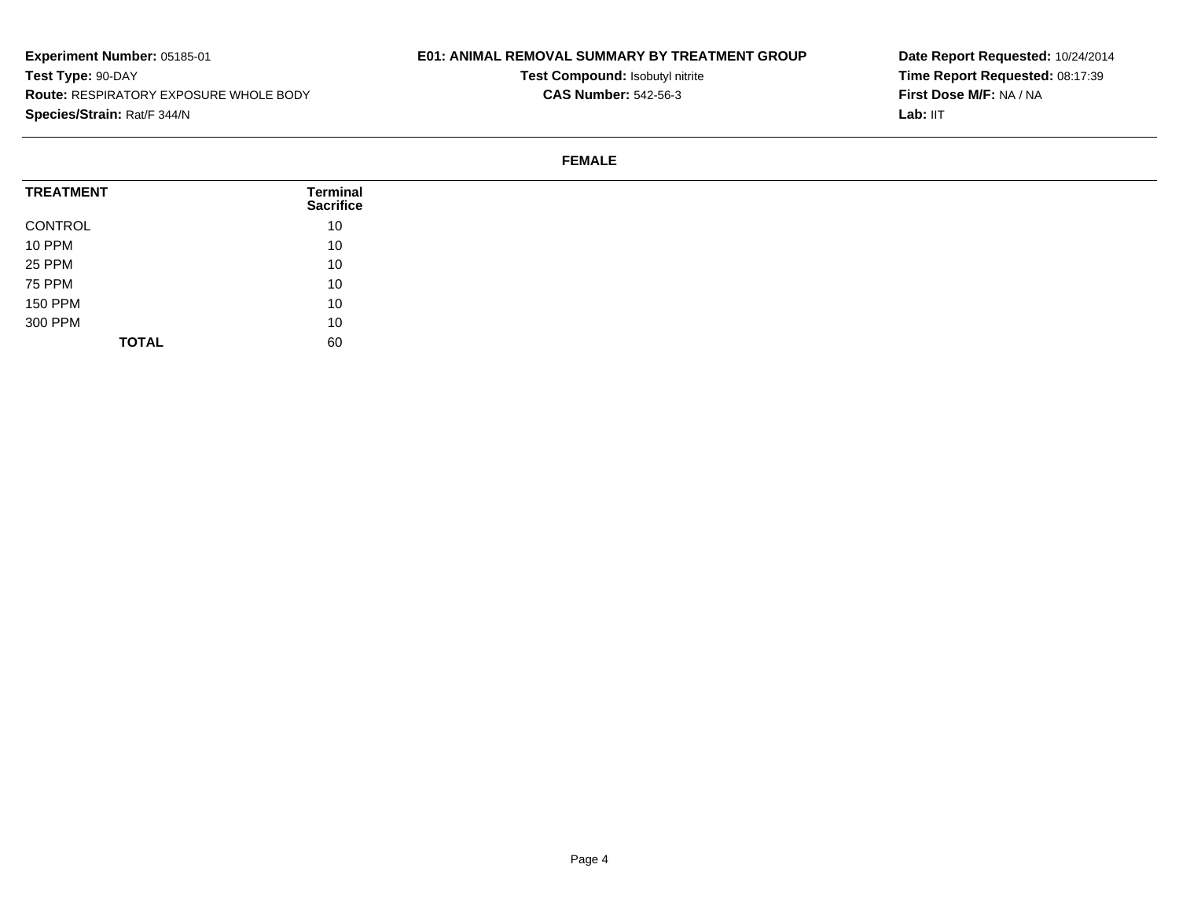**Experiment Number:** 05185-01
**Test Type:** 90-DAY
**Route:** RESPIRATORY EXPOSURE WHOLE BODY
**Species/Strain:** Rat/F 344/N

**E01: ANIMAL REMOVAL SUMMARY BY TREATMENT GROUP**
**Test Compound:** Isobutyl nitrite
**CAS Number:** 542-56-3

**Date Report Requested:** 10/24/2014
**Time Report Requested:** 08:17:39
**First Dose M/F:** NA / NA
**Lab:** IIT

**FEMALE**

| TREATMENT | Terminal Sacrifice |
|---|---|
| CONTROL | 10 |
| 10 PPM | 10 |
| 25 PPM | 10 |
| 75 PPM | 10 |
| 150 PPM | 10 |
| 300 PPM | 10 |
| **TOTAL** | 60 |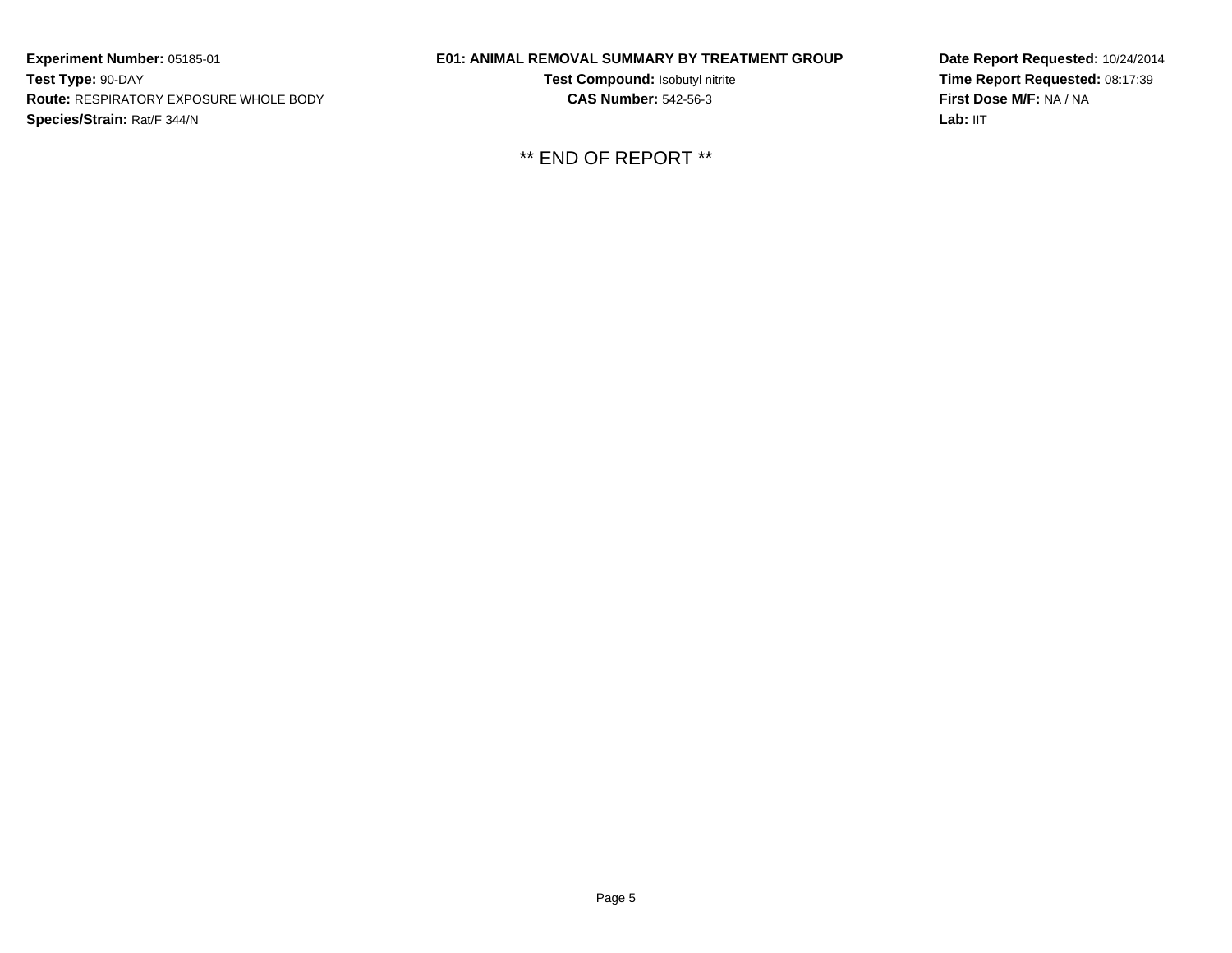**Experiment Number:** 05185-01
**Test Type:** 90-DAY
**Route:** RESPIRATORY EXPOSURE WHOLE BODY
**Species/Strain:** Rat/F 344/N

**E01: ANIMAL REMOVAL SUMMARY BY TREATMENT GROUP**
**Test Compound:** Isobutyl nitrite
**CAS Number:** 542-56-3

**Date Report Requested:** 10/24/2014
**Time Report Requested:** 08:17:39
**First Dose M/F:** NA / NA
**Lab:** IIT

** END OF REPORT **